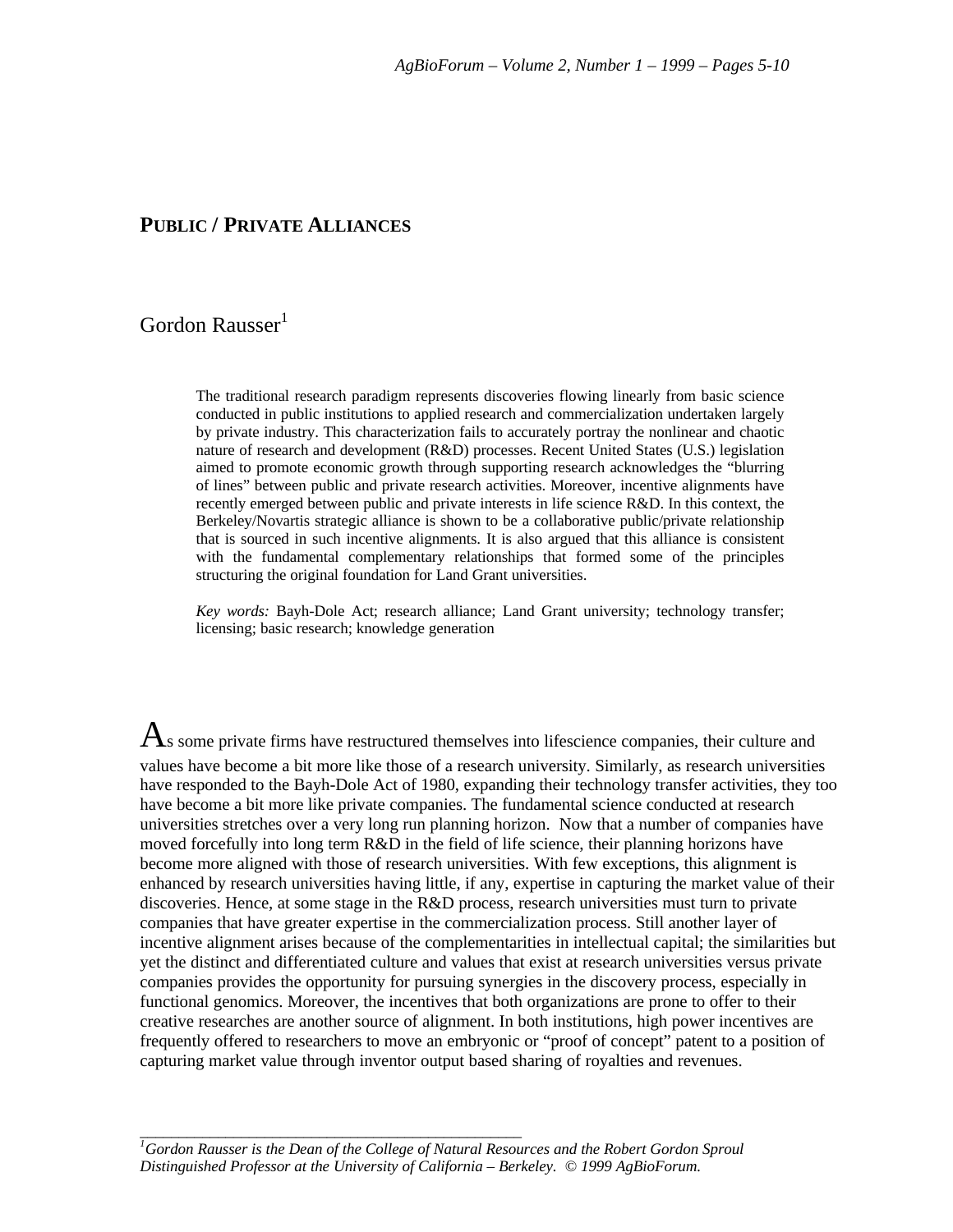# PUBLIC / PRIVATE ALLIANCES

Gordon Rausser[1]

> The traditional research paradigm represents discoveries flowing linearly from basic science conducted in public institutions to applied research and commercialization undertaken largely by private industry. This characterization fails to accurately portray the nonlinear and chaotic nature of research and development (R&D) processes. Recent United States (U.S.) legislation aimed to promote economic growth through supporting research acknowledges the "blurring of lines" between public and private research activities. Moreover, incentive alignments have recently emerged between public and private interests in life science R&D. In this context, the Berkeley/Novartis strategic alliance is shown to be a collaborative public/private relationship that is sourced in such incentive alignments. It is also argued that this alliance is consistent with the fundamental complementary relationships that formed some of the principles structuring the original foundation for Land Grant universities.
>
> *Key words:* Bayh-Dole Act; research alliance; Land Grant university; technology transfer; licensing; basic research; knowledge generation

As some private firms have restructured themselves into lifescience companies, their culture and values have become a bit more like those of a research university. Similarly, as research universities have responded to the Bayh-Dole Act of 1980, expanding their technology transfer activities, they too have become a bit more like private companies. The fundamental science conducted at research universities stretches over a very long run planning horizon. Now that a number of companies have moved forcefully into long term R&D in the field of life science, their planning horizons have become more aligned with those of research universities. With few exceptions, this alignment is enhanced by research universities having little, if any, expertise in capturing the market value of their discoveries. Hence, at some stage in the R&D process, research universities must turn to private companies that have greater expertise in the commercialization process. Still another layer of incentive alignment arises because of the complementarities in intellectual capital; the similarities but yet the distinct and differentiated culture and values that exist at research universities versus private companies provides the opportunity for pursuing synergies in the discovery process, especially in functional genomics. Moreover, the incentives that both organizations are prone to offer to their creative researches are another source of alignment. In both institutions, high power incentives are frequently offered to researchers to move an embryonic or "proof of concept" patent to a position of capturing market value through inventor output based sharing of royalties and revenues.

---

[1] *Gordon Rausser is the Dean of the College of Natural Resources and the Robert Gordon Sproul Distinguished Professor at the University of California – Berkeley. © 1999 AgBioForum.*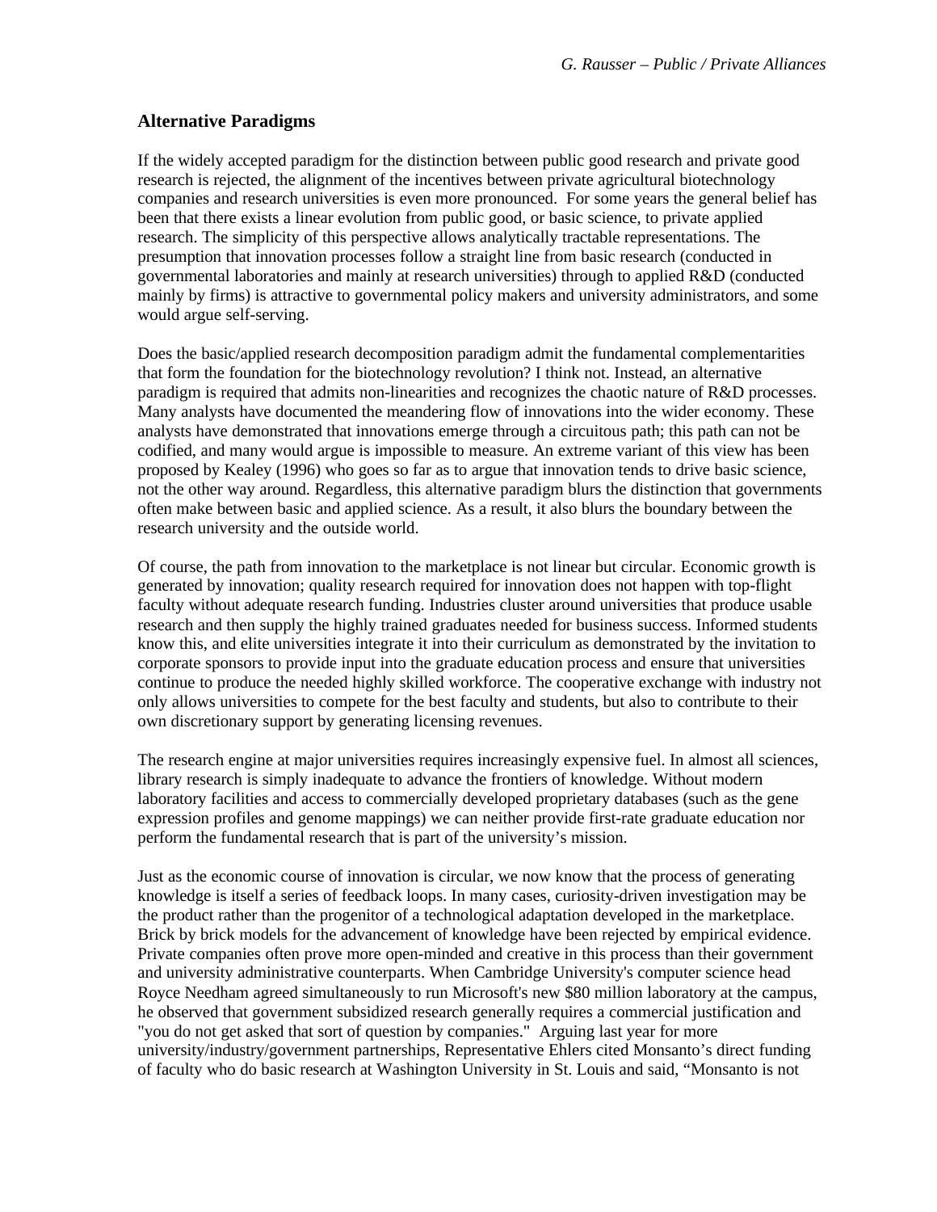## Alternative Paradigms

If the widely accepted paradigm for the distinction between public good research and private good research is rejected, the alignment of the incentives between private agricultural biotechnology companies and research universities is even more pronounced. For some years the general belief has been that there exists a linear evolution from public good, or basic science, to private applied research. The simplicity of this perspective allows analytically tractable representations. The presumption that innovation processes follow a straight line from basic research (conducted in governmental laboratories and mainly at research universities) through to applied R&D (conducted mainly by firms) is attractive to governmental policy makers and university administrators, and some would argue self-serving.

Does the basic/applied research decomposition paradigm admit the fundamental complementarities that form the foundation for the biotechnology revolution? I think not. Instead, an alternative paradigm is required that admits non-linearities and recognizes the chaotic nature of R&D processes. Many analysts have documented the meandering flow of innovations into the wider economy. These analysts have demonstrated that innovations emerge through a circuitous path; this path can not be codified, and many would argue is impossible to measure. An extreme variant of this view has been proposed by Kealey (1996) who goes so far as to argue that innovation tends to drive basic science, not the other way around. Regardless, this alternative paradigm blurs the distinction that governments often make between basic and applied science. As a result, it also blurs the boundary between the research university and the outside world.

Of course, the path from innovation to the marketplace is not linear but circular. Economic growth is generated by innovation; quality research required for innovation does not happen with top-flight faculty without adequate research funding. Industries cluster around universities that produce usable research and then supply the highly trained graduates needed for business success. Informed students know this, and elite universities integrate it into their curriculum as demonstrated by the invitation to corporate sponsors to provide input into the graduate education process and ensure that universities continue to produce the needed highly skilled workforce. The cooperative exchange with industry not only allows universities to compete for the best faculty and students, but also to contribute to their own discretionary support by generating licensing revenues.

The research engine at major universities requires increasingly expensive fuel. In almost all sciences, library research is simply inadequate to advance the frontiers of knowledge. Without modern laboratory facilities and access to commercially developed proprietary databases (such as the gene expression profiles and genome mappings) we can neither provide first-rate graduate education nor perform the fundamental research that is part of the university's mission.

Just as the economic course of innovation is circular, we now know that the process of generating knowledge is itself a series of feedback loops. In many cases, curiosity-driven investigation may be the product rather than the progenitor of a technological adaptation developed in the marketplace. Brick by brick models for the advancement of knowledge have been rejected by empirical evidence. Private companies often prove more open-minded and creative in this process than their government and university administrative counterparts. When Cambridge University's computer science head Royce Needham agreed simultaneously to run Microsoft's new $80 million laboratory at the campus, he observed that government subsidized research generally requires a commercial justification and "you do not get asked that sort of question by companies." Arguing last year for more university/industry/government partnerships, Representative Ehlers cited Monsanto's direct funding of faculty who do basic research at Washington University in St. Louis and said, "Monsanto is not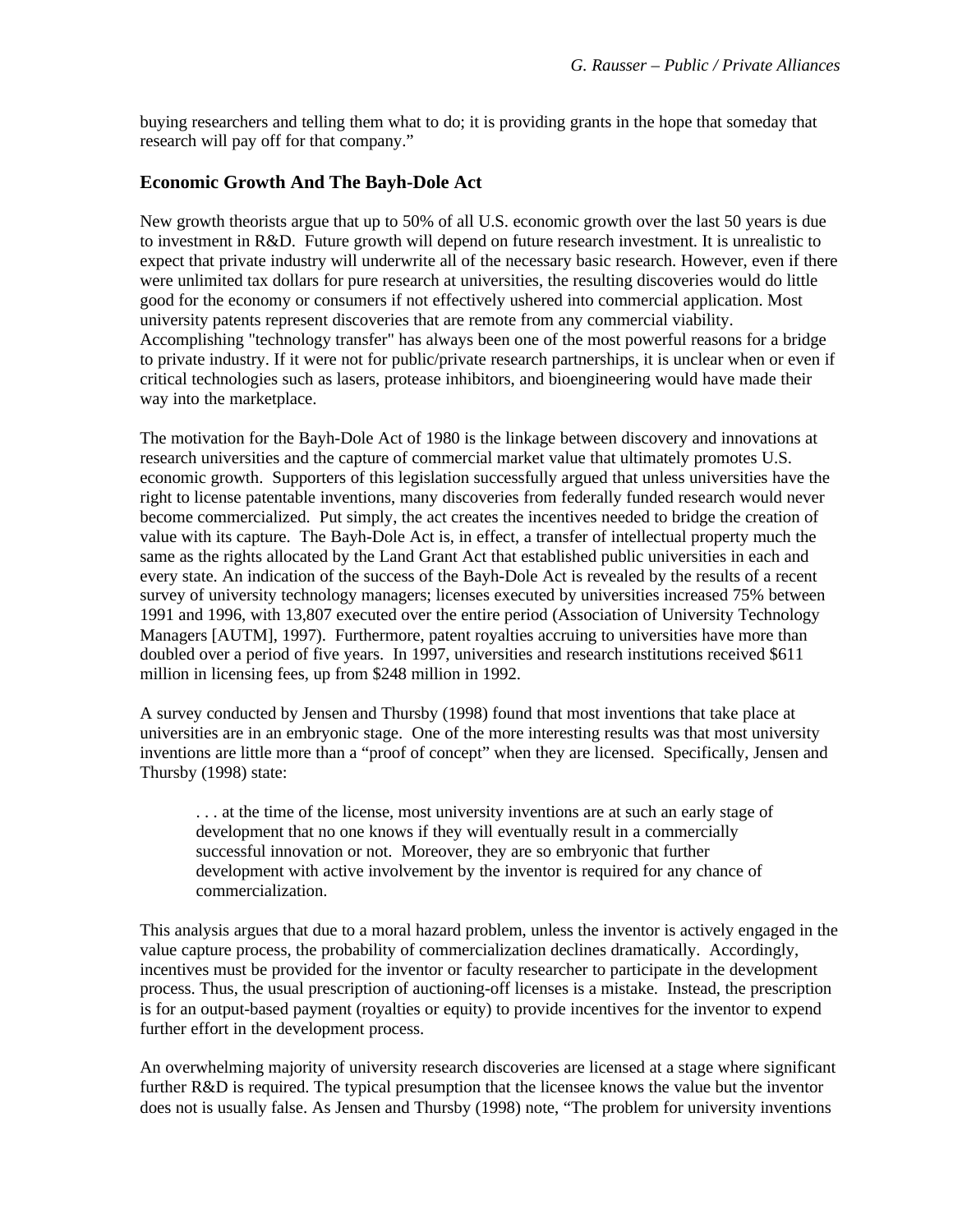buying researchers and telling them what to do; it is providing grants in the hope that someday that research will pay off for that company."

## Economic Growth And The Bayh-Dole Act

New growth theorists argue that up to 50% of all U.S. economic growth over the last 50 years is due to investment in R&D. Future growth will depend on future research investment. It is unrealistic to expect that private industry will underwrite all of the necessary basic research. However, even if there were unlimited tax dollars for pure research at universities, the resulting discoveries would do little good for the economy or consumers if not effectively ushered into commercial application. Most university patents represent discoveries that are remote from any commercial viability. Accomplishing "technology transfer" has always been one of the most powerful reasons for a bridge to private industry. If it were not for public/private research partnerships, it is unclear when or even if critical technologies such as lasers, protease inhibitors, and bioengineering would have made their way into the marketplace.

The motivation for the Bayh-Dole Act of 1980 is the linkage between discovery and innovations at research universities and the capture of commercial market value that ultimately promotes U.S. economic growth. Supporters of this legislation successfully argued that unless universities have the right to license patentable inventions, many discoveries from federally funded research would never become commercialized. Put simply, the act creates the incentives needed to bridge the creation of value with its capture. The Bayh-Dole Act is, in effect, a transfer of intellectual property much the same as the rights allocated by the Land Grant Act that established public universities in each and every state. An indication of the success of the Bayh-Dole Act is revealed by the results of a recent survey of university technology managers; licenses executed by universities increased 75% between 1991 and 1996, with 13,807 executed over the entire period (Association of University Technology Managers [AUTM], 1997). Furthermore, patent royalties accruing to universities have more than doubled over a period of five years. In 1997, universities and research institutions received $611 million in licensing fees, up from $248 million in 1992.

A survey conducted by Jensen and Thursby (1998) found that most inventions that take place at universities are in an embryonic stage. One of the more interesting results was that most university inventions are little more than a "proof of concept" when they are licensed. Specifically, Jensen and Thursby (1998) state:

> . . . at the time of the license, most university inventions are at such an early stage of development that no one knows if they will eventually result in a commercially successful innovation or not. Moreover, they are so embryonic that further development with active involvement by the inventor is required for any chance of commercialization.

This analysis argues that due to a moral hazard problem, unless the inventor is actively engaged in the value capture process, the probability of commercialization declines dramatically. Accordingly, incentives must be provided for the inventor or faculty researcher to participate in the development process. Thus, the usual prescription of auctioning-off licenses is a mistake. Instead, the prescription is for an output-based payment (royalties or equity) to provide incentives for the inventor to expend further effort in the development process.

An overwhelming majority of university research discoveries are licensed at a stage where significant further R&D is required. The typical presumption that the licensee knows the value but the inventor does not is usually false. As Jensen and Thursby (1998) note, "The problem for university inventions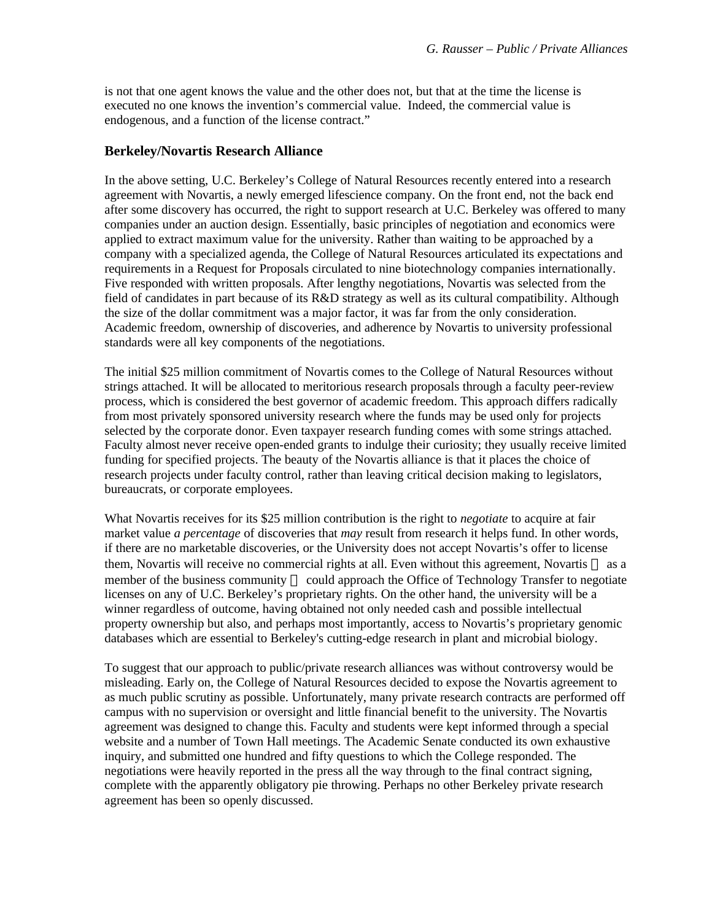is not that one agent knows the value and the other does not, but that at the time the license is executed no one knows the invention's commercial value. Indeed, the commercial value is endogenous, and a function of the license contract."

## Berkeley/Novartis Research Alliance

In the above setting, U.C. Berkeley's College of Natural Resources recently entered into a research agreement with Novartis, a newly emerged lifescience company. On the front end, not the back end after some discovery has occurred, the right to support research at U.C. Berkeley was offered to many companies under an auction design. Essentially, basic principles of negotiation and economics were applied to extract maximum value for the university. Rather than waiting to be approached by a company with a specialized agenda, the College of Natural Resources articulated its expectations and requirements in a Request for Proposals circulated to nine biotechnology companies internationally. Five responded with written proposals. After lengthy negotiations, Novartis was selected from the field of candidates in part because of its R&D strategy as well as its cultural compatibility. Although the size of the dollar commitment was a major factor, it was far from the only consideration. Academic freedom, ownership of discoveries, and adherence by Novartis to university professional standards were all key components of the negotiations.

The initial $25 million commitment of Novartis comes to the College of Natural Resources without strings attached. It will be allocated to meritorious research proposals through a faculty peer-review process, which is considered the best governor of academic freedom. This approach differs radically from most privately sponsored university research where the funds may be used only for projects selected by the corporate donor. Even taxpayer research funding comes with some strings attached. Faculty almost never receive open-ended grants to indulge their curiosity; they usually receive limited funding for specified projects. The beauty of the Novartis alliance is that it places the choice of research projects under faculty control, rather than leaving critical decision making to legislators, bureaucrats, or corporate employees.

What Novartis receives for its $25 million contribution is the right to *negotiate* to acquire at fair market value *a percentage* of discoveries that *may* result from research it helps fund. In other words, if there are no marketable discoveries, or the University does not accept Novartis's offer to license them, Novartis will receive no commercial rights at all. Even without this agreement, Novartis — as a member of the business community — could approach the Office of Technology Transfer to negotiate licenses on any of U.C. Berkeley's proprietary rights. On the other hand, the university will be a winner regardless of outcome, having obtained not only needed cash and possible intellectual property ownership but also, and perhaps most importantly, access to Novartis's proprietary genomic databases which are essential to Berkeley's cutting-edge research in plant and microbial biology.

To suggest that our approach to public/private research alliances was without controversy would be misleading. Early on, the College of Natural Resources decided to expose the Novartis agreement to as much public scrutiny as possible. Unfortunately, many private research contracts are performed off campus with no supervision or oversight and little financial benefit to the university. The Novartis agreement was designed to change this. Faculty and students were kept informed through a special website and a number of Town Hall meetings. The Academic Senate conducted its own exhaustive inquiry, and submitted one hundred and fifty questions to which the College responded. The negotiations were heavily reported in the press all the way through to the final contract signing, complete with the apparently obligatory pie throwing. Perhaps no other Berkeley private research agreement has been so openly discussed.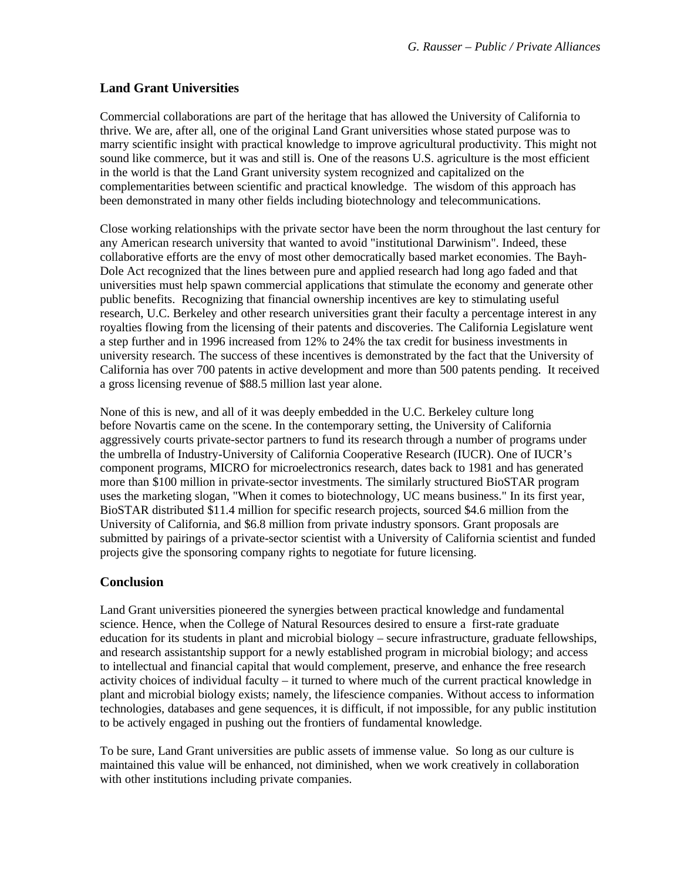## Land Grant Universities

Commercial collaborations are part of the heritage that has allowed the University of California to thrive. We are, after all, one of the original Land Grant universities whose stated purpose was to marry scientific insight with practical knowledge to improve agricultural productivity. This might not sound like commerce, but it was and still is. One of the reasons U.S. agriculture is the most efficient in the world is that the Land Grant university system recognized and capitalized on the complementarities between scientific and practical knowledge. The wisdom of this approach has been demonstrated in many other fields including biotechnology and telecommunications.

Close working relationships with the private sector have been the norm throughout the last century for any American research university that wanted to avoid "institutional Darwinism". Indeed, these collaborative efforts are the envy of most other democratically based market economies. The Bayh-Dole Act recognized that the lines between pure and applied research had long ago faded and that universities must help spawn commercial applications that stimulate the economy and generate other public benefits. Recognizing that financial ownership incentives are key to stimulating useful research, U.C. Berkeley and other research universities grant their faculty a percentage interest in any royalties flowing from the licensing of their patents and discoveries. The California Legislature went a step further and in 1996 increased from 12% to 24% the tax credit for business investments in university research. The success of these incentives is demonstrated by the fact that the University of California has over 700 patents in active development and more than 500 patents pending. It received a gross licensing revenue of $88.5 million last year alone.

None of this is new, and all of it was deeply embedded in the U.C. Berkeley culture long before Novartis came on the scene. In the contemporary setting, the University of California aggressively courts private-sector partners to fund its research through a number of programs under the umbrella of Industry-University of California Cooperative Research (IUCR). One of IUCR's component programs, MICRO for microelectronics research, dates back to 1981 and has generated more than $100 million in private-sector investments. The similarly structured BioSTAR program uses the marketing slogan, "When it comes to biotechnology, UC means business." In its first year, BioSTAR distributed $11.4 million for specific research projects, sourced $4.6 million from the University of California, and $6.8 million from private industry sponsors. Grant proposals are submitted by pairings of a private-sector scientist with a University of California scientist and funded projects give the sponsoring company rights to negotiate for future licensing.

## Conclusion

Land Grant universities pioneered the synergies between practical knowledge and fundamental science. Hence, when the College of Natural Resources desired to ensure a first-rate graduate education for its students in plant and microbial biology – secure infrastructure, graduate fellowships, and research assistantship support for a newly established program in microbial biology; and access to intellectual and financial capital that would complement, preserve, and enhance the free research activity choices of individual faculty – it turned to where much of the current practical knowledge in plant and microbial biology exists; namely, the lifescience companies. Without access to information technologies, databases and gene sequences, it is difficult, if not impossible, for any public institution to be actively engaged in pushing out the frontiers of fundamental knowledge.

To be sure, Land Grant universities are public assets of immense value. So long as our culture is maintained this value will be enhanced, not diminished, when we work creatively in collaboration with other institutions including private companies.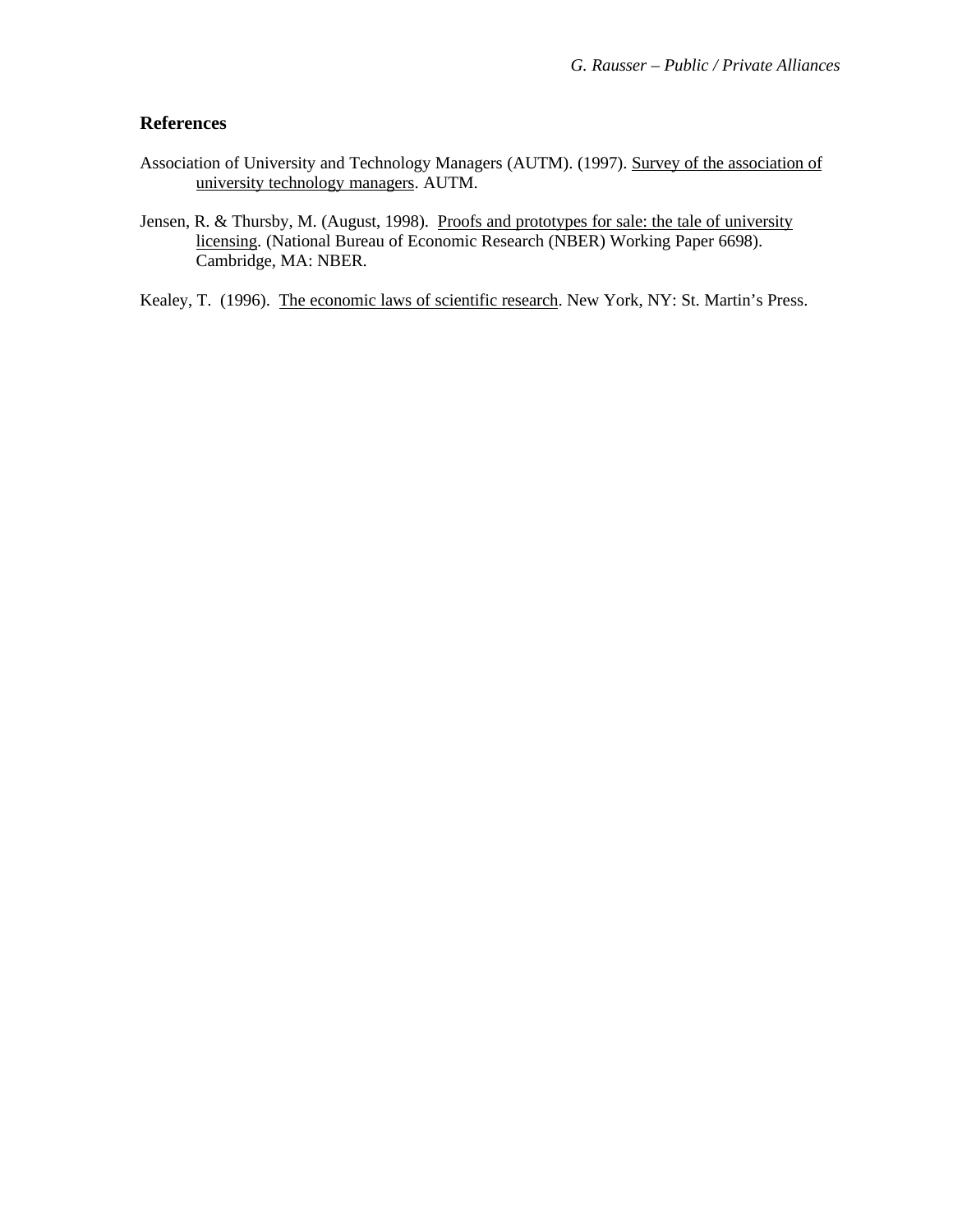## References

Association of University and Technology Managers (AUTM). (1997). Survey of the association of university technology managers. AUTM.

Jensen, R. & Thursby, M. (August, 1998). Proofs and prototypes for sale: the tale of university licensing. (National Bureau of Economic Research (NBER) Working Paper 6698). Cambridge, MA: NBER.

Kealey, T. (1996). The economic laws of scientific research. New York, NY: St. Martin's Press.